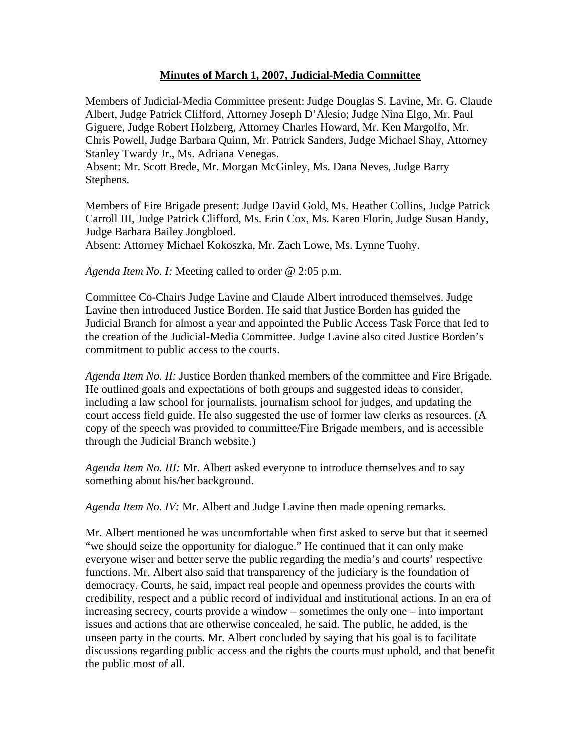# **Minutes of March 1, 2007, Judicial-Media Committee**

Members of Judicial-Media Committee present: Judge Douglas S. Lavine, Mr. G. Claude Albert, Judge Patrick Clifford, Attorney Joseph D'Alesio; Judge Nina Elgo, Mr. Paul Giguere, Judge Robert Holzberg, Attorney Charles Howard, Mr. Ken Margolfo, Mr. Chris Powell, Judge Barbara Quinn, Mr. Patrick Sanders, Judge Michael Shay, Attorney Stanley Twardy Jr., Ms. Adriana Venegas.
Absent: Mr. Scott Brede, Mr. Morgan McGinley, Ms. Dana Neves, Judge Barry Stephens.

Members of Fire Brigade present: Judge David Gold, Ms. Heather Collins, Judge Patrick Carroll III, Judge Patrick Clifford, Ms. Erin Cox, Ms. Karen Florin, Judge Susan Handy, Judge Barbara Bailey Jongbloed.
Absent: Attorney Michael Kokoszka, Mr. Zach Lowe, Ms. Lynne Tuohy.

*Agenda Item No. I:* Meeting called to order @ 2:05 p.m.

Committee Co-Chairs Judge Lavine and Claude Albert introduced themselves. Judge Lavine then introduced Justice Borden. He said that Justice Borden has guided the Judicial Branch for almost a year and appointed the Public Access Task Force that led to the creation of the Judicial-Media Committee. Judge Lavine also cited Justice Borden's commitment to public access to the courts.

*Agenda Item No. II:* Justice Borden thanked members of the committee and Fire Brigade. He outlined goals and expectations of both groups and suggested ideas to consider, including a law school for journalists, journalism school for judges, and updating the court access field guide. He also suggested the use of former law clerks as resources. (A copy of the speech was provided to committee/Fire Brigade members, and is accessible through the Judicial Branch website.)

*Agenda Item No. III:* Mr. Albert asked everyone to introduce themselves and to say something about his/her background.

*Agenda Item No. IV:* Mr. Albert and Judge Lavine then made opening remarks.

Mr. Albert mentioned he was uncomfortable when first asked to serve but that it seemed "we should seize the opportunity for dialogue." He continued that it can only make everyone wiser and better serve the public regarding the media's and courts' respective functions. Mr. Albert also said that transparency of the judiciary is the foundation of democracy. Courts, he said, impact real people and openness provides the courts with credibility, respect and a public record of individual and institutional actions. In an era of increasing secrecy, courts provide a window – sometimes the only one – into important issues and actions that are otherwise concealed, he said. The public, he added, is the unseen party in the courts. Mr. Albert concluded by saying that his goal is to facilitate discussions regarding public access and the rights the courts must uphold, and that benefit the public most of all.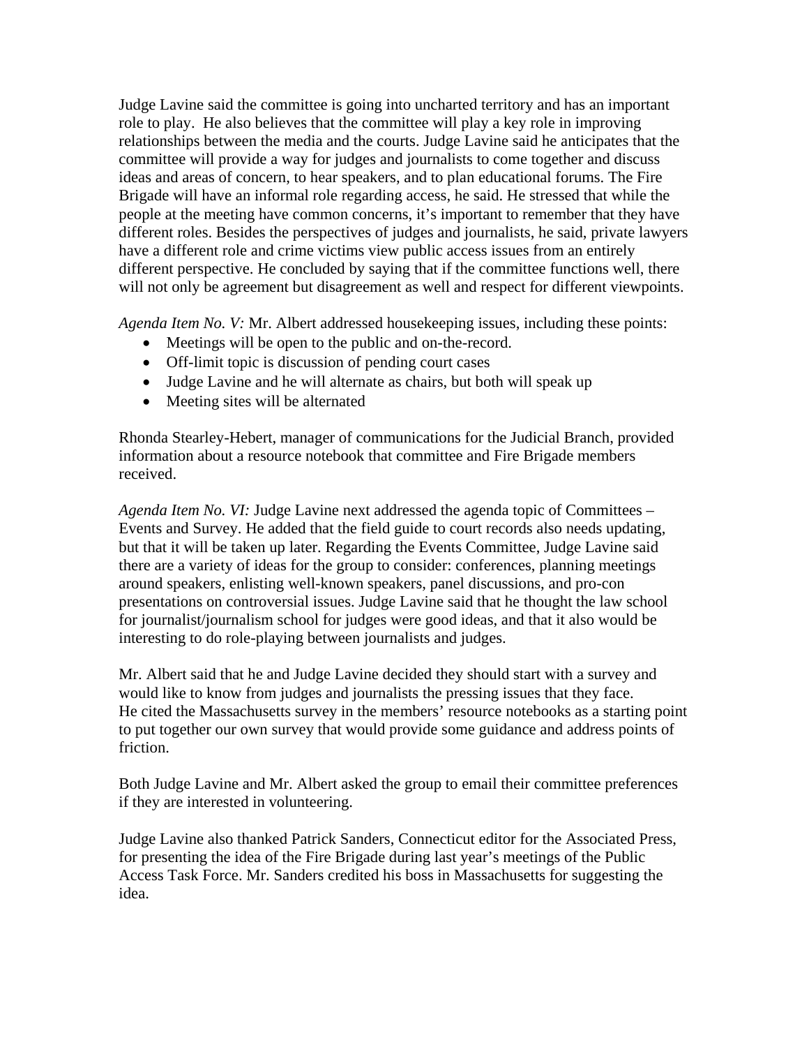Judge Lavine said the committee is going into uncharted territory and has an important role to play. He also believes that the committee will play a key role in improving relationships between the media and the courts. Judge Lavine said he anticipates that the committee will provide a way for judges and journalists to come together and discuss ideas and areas of concern, to hear speakers, and to plan educational forums. The Fire Brigade will have an informal role regarding access, he said. He stressed that while the people at the meeting have common concerns, it's important to remember that they have different roles. Besides the perspectives of judges and journalists, he said, private lawyers have a different role and crime victims view public access issues from an entirely different perspective. He concluded by saying that if the committee functions well, there will not only be agreement but disagreement as well and respect for different viewpoints.

*Agenda Item No. V:* Mr. Albert addressed housekeeping issues, including these points:

- Meetings will be open to the public and on-the-record.
- Off-limit topic is discussion of pending court cases
- Judge Lavine and he will alternate as chairs, but both will speak up
- Meeting sites will be alternated

Rhonda Stearley-Hebert, manager of communications for the Judicial Branch, provided information about a resource notebook that committee and Fire Brigade members received.

*Agenda Item No. VI:* Judge Lavine next addressed the agenda topic of Committees – Events and Survey. He added that the field guide to court records also needs updating, but that it will be taken up later. Regarding the Events Committee, Judge Lavine said there are a variety of ideas for the group to consider: conferences, planning meetings around speakers, enlisting well-known speakers, panel discussions, and pro-con presentations on controversial issues. Judge Lavine said that he thought the law school for journalist/journalism school for judges were good ideas, and that it also would be interesting to do role-playing between journalists and judges.

Mr. Albert said that he and Judge Lavine decided they should start with a survey and would like to know from judges and journalists the pressing issues that they face. He cited the Massachusetts survey in the members' resource notebooks as a starting point to put together our own survey that would provide some guidance and address points of friction.

Both Judge Lavine and Mr. Albert asked the group to email their committee preferences if they are interested in volunteering.

Judge Lavine also thanked Patrick Sanders, Connecticut editor for the Associated Press, for presenting the idea of the Fire Brigade during last year's meetings of the Public Access Task Force. Mr. Sanders credited his boss in Massachusetts for suggesting the idea.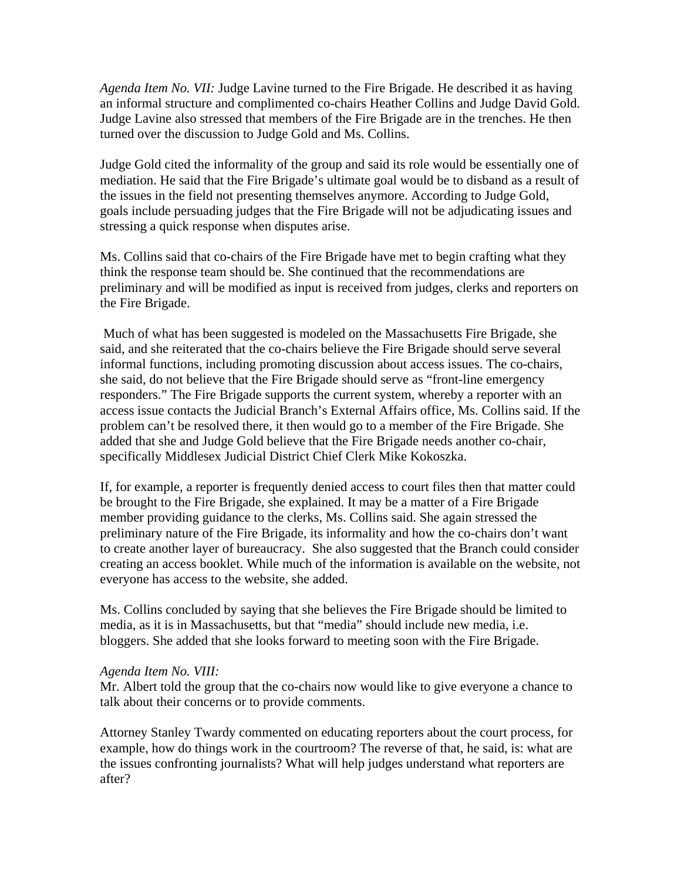*Agenda Item No. VII:* Judge Lavine turned to the Fire Brigade. He described it as having an informal structure and complimented co-chairs Heather Collins and Judge David Gold. Judge Lavine also stressed that members of the Fire Brigade are in the trenches. He then turned over the discussion to Judge Gold and Ms. Collins.

Judge Gold cited the informality of the group and said its role would be essentially one of mediation. He said that the Fire Brigade's ultimate goal would be to disband as a result of the issues in the field not presenting themselves anymore. According to Judge Gold, goals include persuading judges that the Fire Brigade will not be adjudicating issues and stressing a quick response when disputes arise.

Ms. Collins said that co-chairs of the Fire Brigade have met to begin crafting what they think the response team should be. She continued that the recommendations are preliminary and will be modified as input is received from judges, clerks and reporters on the Fire Brigade.

Much of what has been suggested is modeled on the Massachusetts Fire Brigade, she said, and she reiterated that the co-chairs believe the Fire Brigade should serve several informal functions, including promoting discussion about access issues. The co-chairs, she said, do not believe that the Fire Brigade should serve as "front-line emergency responders." The Fire Brigade supports the current system, whereby a reporter with an access issue contacts the Judicial Branch's External Affairs office, Ms. Collins said. If the problem can't be resolved there, it then would go to a member of the Fire Brigade. She added that she and Judge Gold believe that the Fire Brigade needs another co-chair, specifically Middlesex Judicial District Chief Clerk Mike Kokoszka.

If, for example, a reporter is frequently denied access to court files then that matter could be brought to the Fire Brigade, she explained. It may be a matter of a Fire Brigade member providing guidance to the clerks, Ms. Collins said. She again stressed the preliminary nature of the Fire Brigade, its informality and how the co-chairs don't want to create another layer of bureaucracy. She also suggested that the Branch could consider creating an access booklet. While much of the information is available on the website, not everyone has access to the website, she added.

Ms. Collins concluded by saying that she believes the Fire Brigade should be limited to media, as it is in Massachusetts, but that "media" should include new media, i.e. bloggers. She added that she looks forward to meeting soon with the Fire Brigade.

*Agenda Item No. VIII:*
Mr. Albert told the group that the co-chairs now would like to give everyone a chance to talk about their concerns or to provide comments.

Attorney Stanley Twardy commented on educating reporters about the court process, for example, how do things work in the courtroom? The reverse of that, he said, is: what are the issues confronting journalists? What will help judges understand what reporters are after?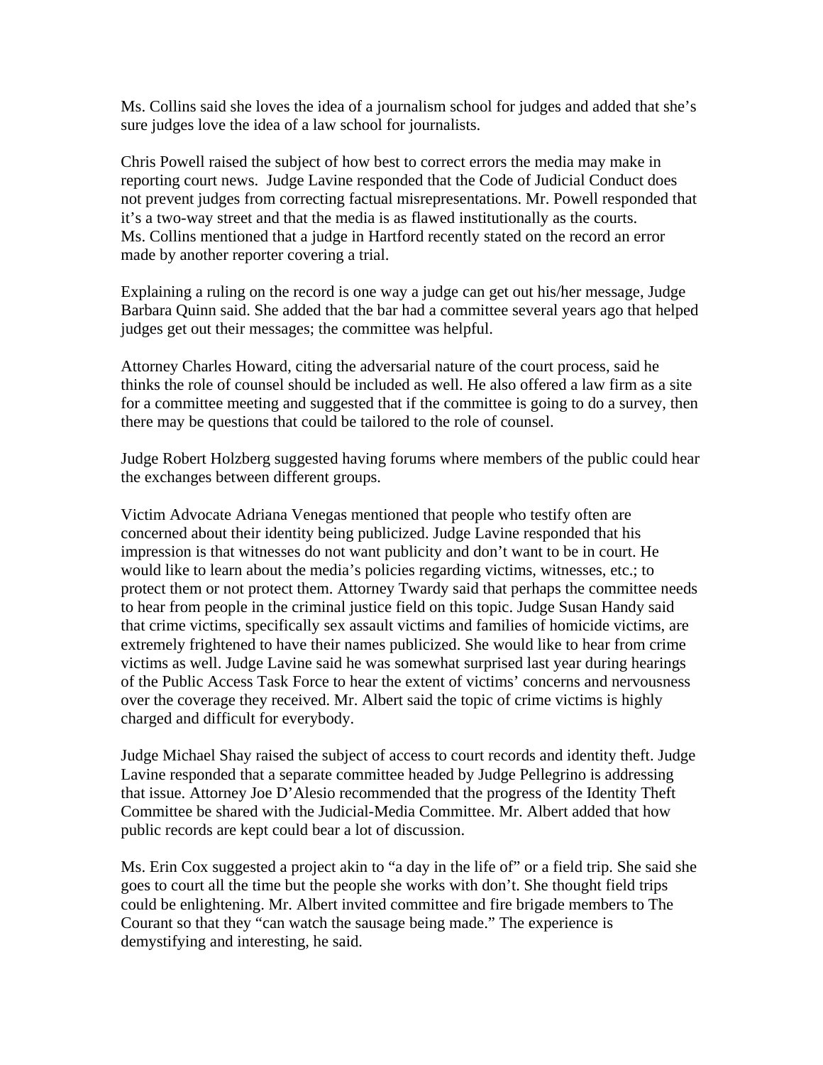Ms. Collins said she loves the idea of a journalism school for judges and added that she's sure judges love the idea of a law school for journalists.

Chris Powell raised the subject of how best to correct errors the media may make in reporting court news. Judge Lavine responded that the Code of Judicial Conduct does not prevent judges from correcting factual misrepresentations. Mr. Powell responded that it's a two-way street and that the media is as flawed institutionally as the courts. Ms. Collins mentioned that a judge in Hartford recently stated on the record an error made by another reporter covering a trial.

Explaining a ruling on the record is one way a judge can get out his/her message, Judge Barbara Quinn said. She added that the bar had a committee several years ago that helped judges get out their messages; the committee was helpful.

Attorney Charles Howard, citing the adversarial nature of the court process, said he thinks the role of counsel should be included as well. He also offered a law firm as a site for a committee meeting and suggested that if the committee is going to do a survey, then there may be questions that could be tailored to the role of counsel.

Judge Robert Holzberg suggested having forums where members of the public could hear the exchanges between different groups.

Victim Advocate Adriana Venegas mentioned that people who testify often are concerned about their identity being publicized. Judge Lavine responded that his impression is that witnesses do not want publicity and don't want to be in court. He would like to learn about the media's policies regarding victims, witnesses, etc.; to protect them or not protect them. Attorney Twardy said that perhaps the committee needs to hear from people in the criminal justice field on this topic. Judge Susan Handy said that crime victims, specifically sex assault victims and families of homicide victims, are extremely frightened to have their names publicized. She would like to hear from crime victims as well. Judge Lavine said he was somewhat surprised last year during hearings of the Public Access Task Force to hear the extent of victims' concerns and nervousness over the coverage they received. Mr. Albert said the topic of crime victims is highly charged and difficult for everybody.

Judge Michael Shay raised the subject of access to court records and identity theft. Judge Lavine responded that a separate committee headed by Judge Pellegrino is addressing that issue. Attorney Joe D'Alesio recommended that the progress of the Identity Theft Committee be shared with the Judicial-Media Committee. Mr. Albert added that how public records are kept could bear a lot of discussion.

Ms. Erin Cox suggested a project akin to "a day in the life of" or a field trip. She said she goes to court all the time but the people she works with don't. She thought field trips could be enlightening. Mr. Albert invited committee and fire brigade members to The Courant so that they "can watch the sausage being made." The experience is demystifying and interesting, he said.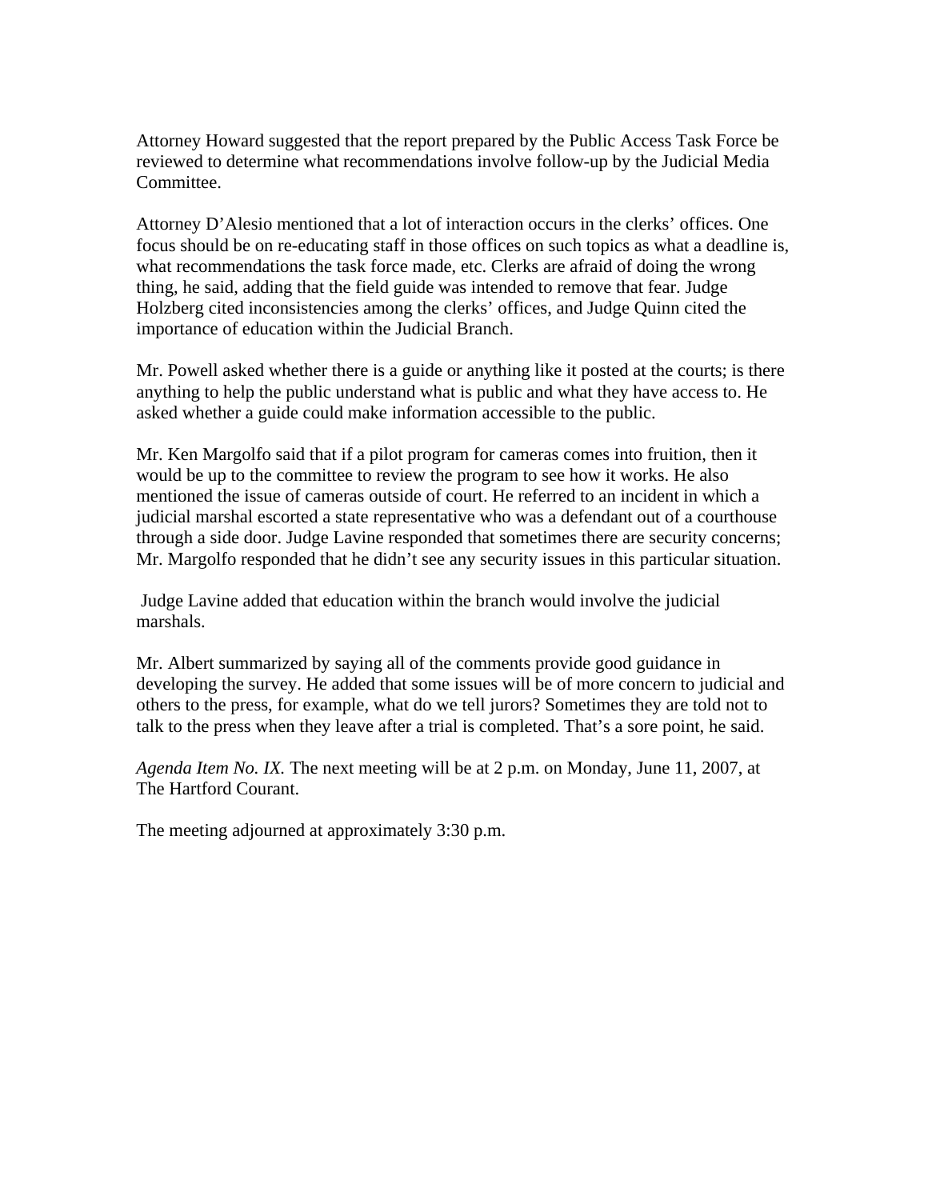Attorney Howard suggested that the report prepared by the Public Access Task Force be reviewed to determine what recommendations involve follow-up by the Judicial Media Committee.

Attorney D'Alesio mentioned that a lot of interaction occurs in the clerks' offices. One focus should be on re-educating staff in those offices on such topics as what a deadline is, what recommendations the task force made, etc. Clerks are afraid of doing the wrong thing, he said, adding that the field guide was intended to remove that fear. Judge Holzberg cited inconsistencies among the clerks' offices, and Judge Quinn cited the importance of education within the Judicial Branch.

Mr. Powell asked whether there is a guide or anything like it posted at the courts; is there anything to help the public understand what is public and what they have access to. He asked whether a guide could make information accessible to the public.

Mr. Ken Margolfo said that if a pilot program for cameras comes into fruition, then it would be up to the committee to review the program to see how it works. He also mentioned the issue of cameras outside of court. He referred to an incident in which a judicial marshal escorted a state representative who was a defendant out of a courthouse through a side door. Judge Lavine responded that sometimes there are security concerns; Mr. Margolfo responded that he didn't see any security issues in this particular situation.

Judge Lavine added that education within the branch would involve the judicial marshals.

Mr. Albert summarized by saying all of the comments provide good guidance in developing the survey. He added that some issues will be of more concern to judicial and others to the press, for example, what do we tell jurors? Sometimes they are told not to talk to the press when they leave after a trial is completed. That's a sore point, he said.

*Agenda Item No. IX.* The next meeting will be at 2 p.m. on Monday, June 11, 2007, at The Hartford Courant.

The meeting adjourned at approximately 3:30 p.m.